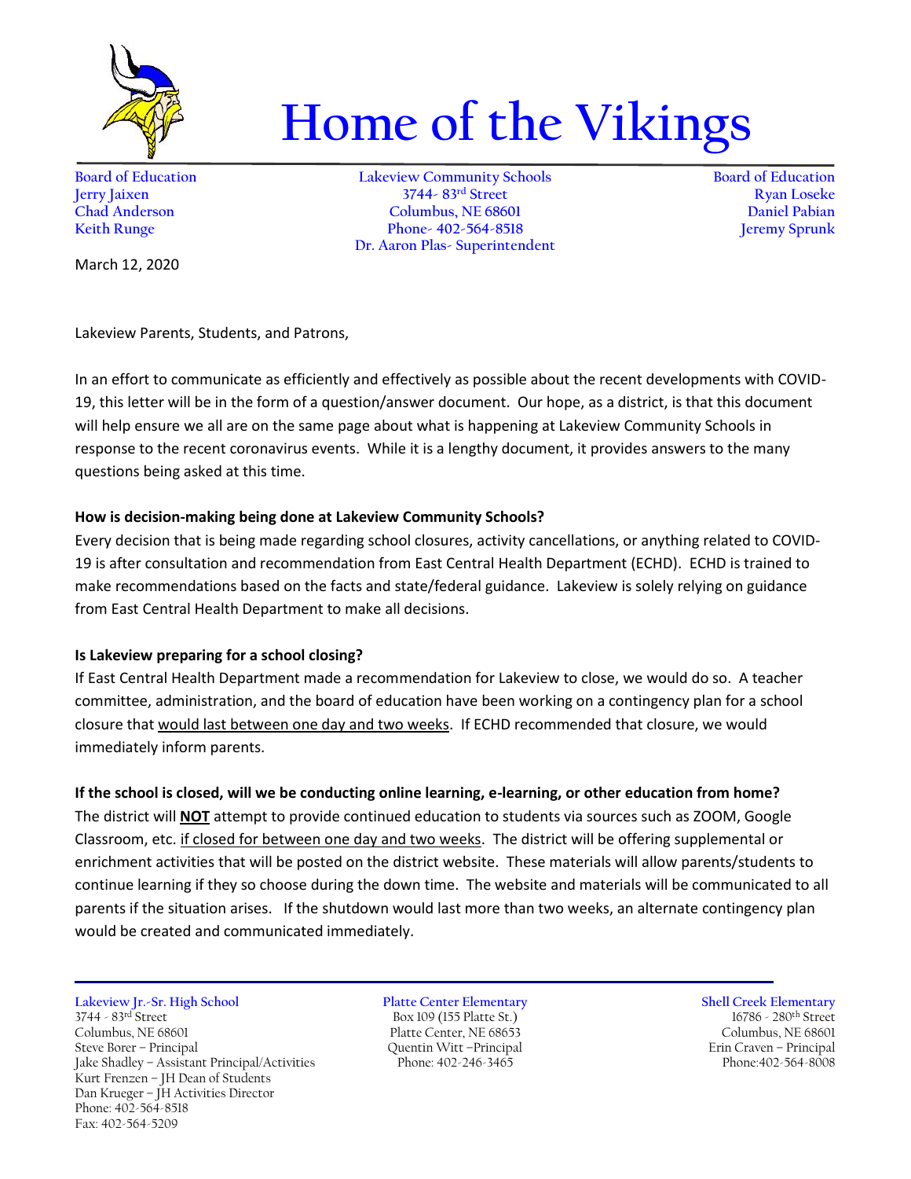# Home of the Vikings

**Board of Education**
Jerry Jaixen
Chad Anderson
Keith Runge

**Lakeview Community Schools**
3744- 83rd Street
Columbus, NE 68601
Phone- 402-564-8518
Dr. Aaron Plas- Superintendent

**Board of Education**
Ryan Loseke
Daniel Pabian
Jeremy Sprunk

March 12, 2020

Lakeview Parents, Students, and Patrons,

In an effort to communicate as efficiently and effectively as possible about the recent developments with COVID-19, this letter will be in the form of a question/answer document. Our hope, as a district, is that this document will help ensure we all are on the same page about what is happening at Lakeview Community Schools in response to the recent coronavirus events. While it is a lengthy document, it provides answers to the many questions being asked at this time.

**How is decision-making being done at Lakeview Community Schools?**

Every decision that is being made regarding school closures, activity cancellations, or anything related to COVID-19 is after consultation and recommendation from East Central Health Department (ECHD). ECHD is trained to make recommendations based on the facts and state/federal guidance. Lakeview is solely relying on guidance from East Central Health Department to make all decisions.

**Is Lakeview preparing for a school closing?**

If East Central Health Department made a recommendation for Lakeview to close, we would do so. A teacher committee, administration, and the board of education have been working on a contingency plan for a school closure that would last between one day and two weeks. If ECHD recommended that closure, we would immediately inform parents.

**If the school is closed, will we be conducting online learning, e-learning, or other education from home?**

The district will **NOT** attempt to provide continued education to students via sources such as ZOOM, Google Classroom, etc. if closed for between one day and two weeks. The district will be offering supplemental or enrichment activities that will be posted on the district website. These materials will allow parents/students to continue learning if they so choose during the down time. The website and materials will be communicated to all parents if the situation arises. If the shutdown would last more than two weeks, an alternate contingency plan would be created and communicated immediately.

**Lakeview Jr.-Sr. High School**
3744 - 83rd Street
Columbus, NE 68601
Steve Borer – Principal
Jake Shadley – Assistant Principal/Activities
Kurt Frenzen – JH Dean of Students
Dan Krueger – JH Activities Director
Phone: 402-564-8518
Fax: 402-564-5209

**Platte Center Elementary**
Box 109 (155 Platte St.)
Platte Center, NE 68653
Quentin Witt –Principal
Phone: 402-246-3465

**Shell Creek Elementary**
16786 - 280th Street
Columbus, NE 68601
Erin Craven – Principal
Phone:402-564-8008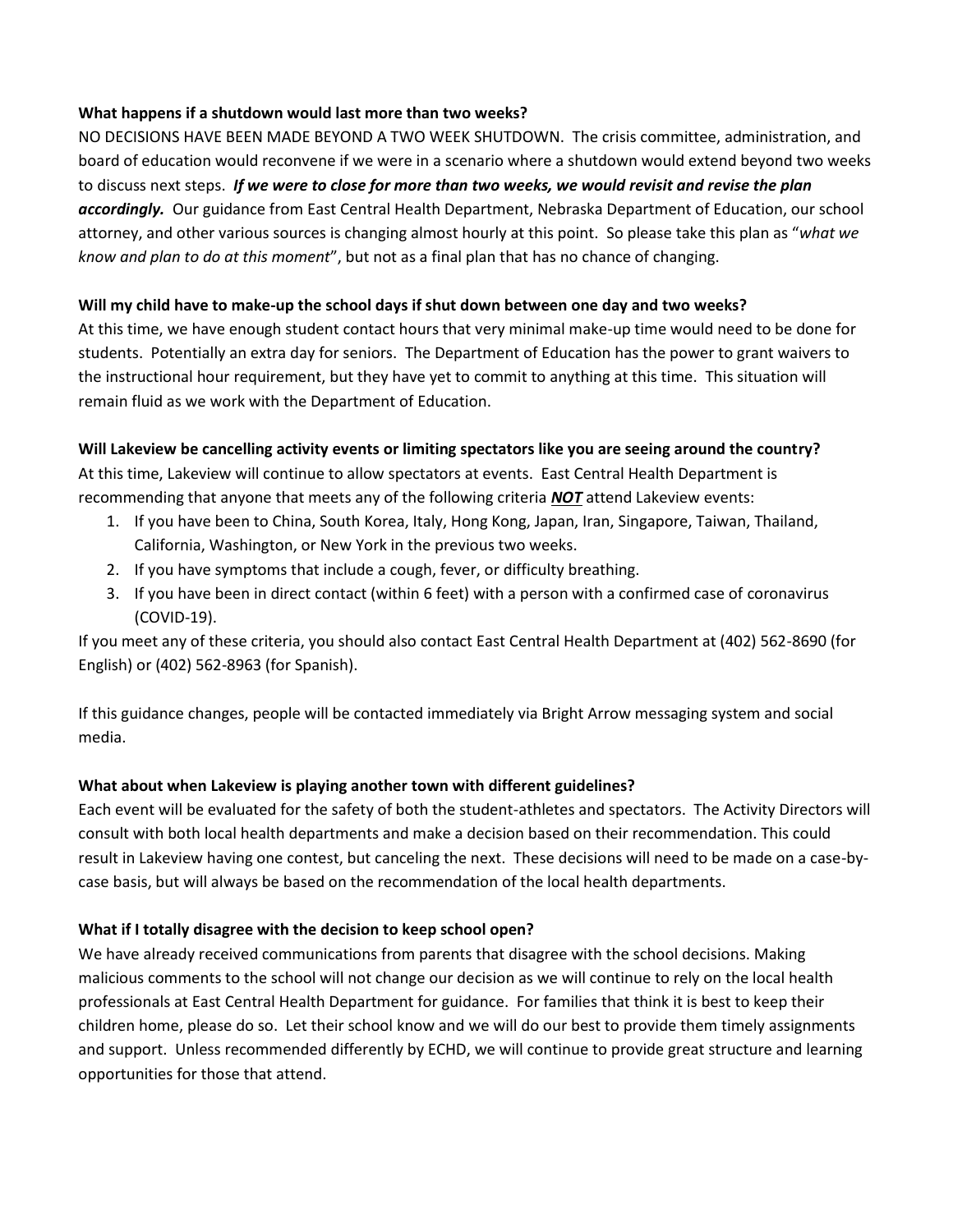**What happens if a shutdown would last more than two weeks?**

NO DECISIONS HAVE BEEN MADE BEYOND A TWO WEEK SHUTDOWN. The crisis committee, administration, and board of education would reconvene if we were in a scenario where a shutdown would extend beyond two weeks to discuss next steps. ***If we were to close for more than two weeks, we would revisit and revise the plan accordingly.*** Our guidance from East Central Health Department, Nebraska Department of Education, our school attorney, and other various sources is changing almost hourly at this point. So please take this plan as "*what we know and plan to do at this moment*", but not as a final plan that has no chance of changing.

**Will my child have to make-up the school days if shut down between one day and two weeks?**

At this time, we have enough student contact hours that very minimal make-up time would need to be done for students. Potentially an extra day for seniors. The Department of Education has the power to grant waivers to the instructional hour requirement, but they have yet to commit to anything at this time. This situation will remain fluid as we work with the Department of Education.

**Will Lakeview be cancelling activity events or limiting spectators like you are seeing around the country?**

At this time, Lakeview will continue to allow spectators at events. East Central Health Department is recommending that anyone that meets any of the following criteria ***NOT*** attend Lakeview events:

1. If you have been to China, South Korea, Italy, Hong Kong, Japan, Iran, Singapore, Taiwan, Thailand, California, Washington, or New York in the previous two weeks.
2. If you have symptoms that include a cough, fever, or difficulty breathing.
3. If you have been in direct contact (within 6 feet) with a person with a confirmed case of coronavirus (COVID-19).

If you meet any of these criteria, you should also contact East Central Health Department at (402) 562-8690 (for English) or (402) 562-8963 (for Spanish).

If this guidance changes, people will be contacted immediately via Bright Arrow messaging system and social media.

**What about when Lakeview is playing another town with different guidelines?**

Each event will be evaluated for the safety of both the student-athletes and spectators. The Activity Directors will consult with both local health departments and make a decision based on their recommendation. This could result in Lakeview having one contest, but canceling the next. These decisions will need to be made on a case-by-case basis, but will always be based on the recommendation of the local health departments.

**What if I totally disagree with the decision to keep school open?**

We have already received communications from parents that disagree with the school decisions. Making malicious comments to the school will not change our decision as we will continue to rely on the local health professionals at East Central Health Department for guidance. For families that think it is best to keep their children home, please do so. Let their school know and we will do our best to provide them timely assignments and support. Unless recommended differently by ECHD, we will continue to provide great structure and learning opportunities for those that attend.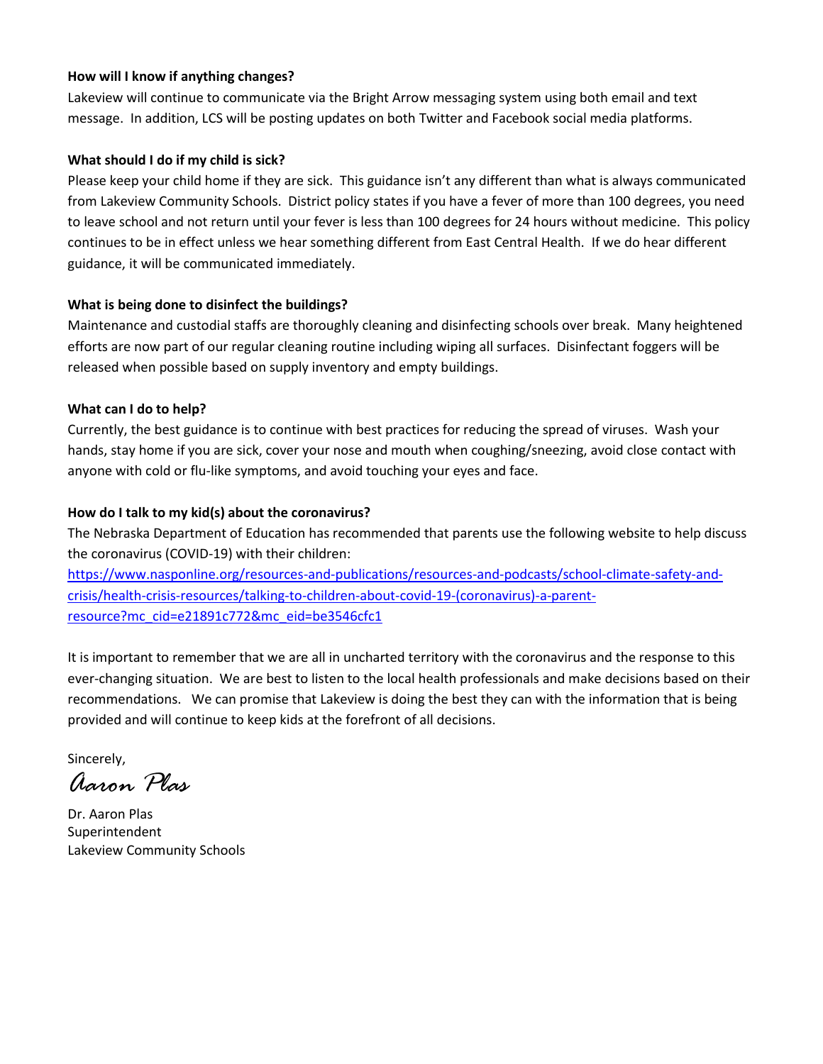**How will I know if anything changes?**

Lakeview will continue to communicate via the Bright Arrow messaging system using both email and text message. In addition, LCS will be posting updates on both Twitter and Facebook social media platforms.

**What should I do if my child is sick?**

Please keep your child home if they are sick. This guidance isn't any different than what is always communicated from Lakeview Community Schools. District policy states if you have a fever of more than 100 degrees, you need to leave school and not return until your fever is less than 100 degrees for 24 hours without medicine. This policy continues to be in effect unless we hear something different from East Central Health. If we do hear different guidance, it will be communicated immediately.

**What is being done to disinfect the buildings?**

Maintenance and custodial staffs are thoroughly cleaning and disinfecting schools over break. Many heightened efforts are now part of our regular cleaning routine including wiping all surfaces. Disinfectant foggers will be released when possible based on supply inventory and empty buildings.

**What can I do to help?**

Currently, the best guidance is to continue with best practices for reducing the spread of viruses. Wash your hands, stay home if you are sick, cover your nose and mouth when coughing/sneezing, avoid close contact with anyone with cold or flu-like symptoms, and avoid touching your eyes and face.

**How do I talk to my kid(s) about the coronavirus?**

The Nebraska Department of Education has recommended that parents use the following website to help discuss the coronavirus (COVID-19) with their children:
[https://www.nasponline.org/resources-and-publications/resources-and-podcasts/school-climate-safety-and-crisis/health-crisis-resources/talking-to-children-about-covid-19-(coronavirus)-a-parent-resource?mc_cid=e21891c772&mc_eid=be3546cfc1](https://www.nasponline.org/resources-and-publications/resources-and-podcasts/school-climate-safety-and-crisis/health-crisis-resources/talking-to-children-about-covid-19-(coronavirus)-a-parent-resource?mc_cid=e21891c772&mc_eid=be3546cfc1)

It is important to remember that we are all in uncharted territory with the coronavirus and the response to this ever-changing situation. We are best to listen to the local health professionals and make decisions based on their recommendations. We can promise that Lakeview is doing the best they can with the information that is being provided and will continue to keep kids at the forefront of all decisions.

Sincerely,

*Aaron Plas*

Dr. Aaron Plas
Superintendent
Lakeview Community Schools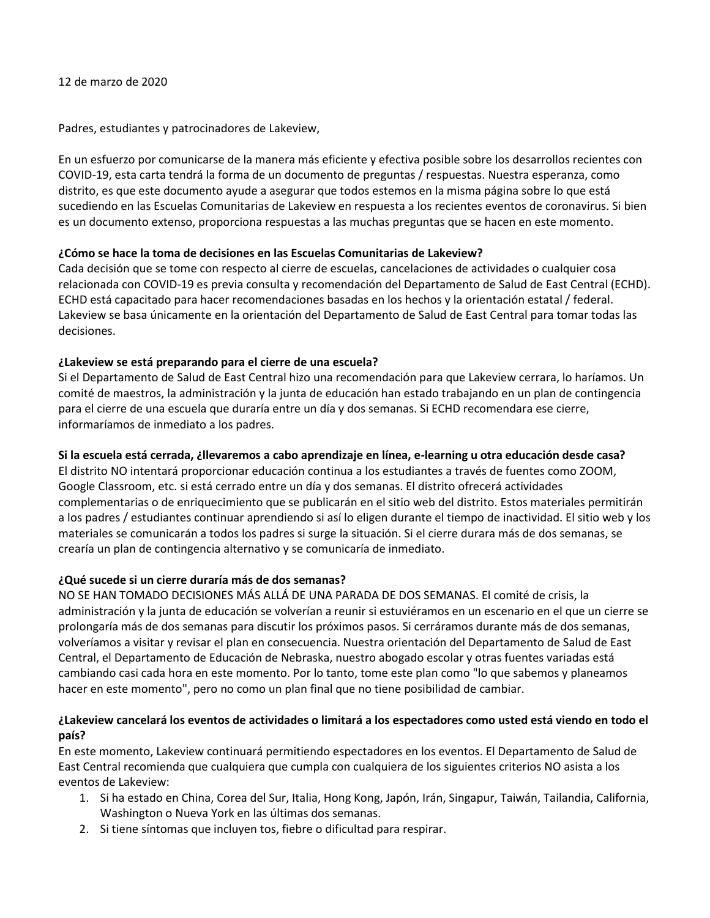12 de marzo de 2020

Padres, estudiantes y patrocinadores de Lakeview,

En un esfuerzo por comunicarse de la manera más eficiente y efectiva posible sobre los desarrollos recientes con COVID-19, esta carta tendrá la forma de un documento de preguntas / respuestas. Nuestra esperanza, como distrito, es que este documento ayude a asegurar que todos estemos en la misma página sobre lo que está sucediendo en las Escuelas Comunitarias de Lakeview en respuesta a los recientes eventos de coronavirus. Si bien es un documento extenso, proporciona respuestas a las muchas preguntas que se hacen en este momento.

**¿Cómo se hace la toma de decisiones en las Escuelas Comunitarias de Lakeview?**
Cada decisión que se tome con respecto al cierre de escuelas, cancelaciones de actividades o cualquier cosa relacionada con COVID-19 es previa consulta y recomendación del Departamento de Salud de East Central (ECHD). ECHD está capacitado para hacer recomendaciones basadas en los hechos y la orientación estatal / federal. Lakeview se basa únicamente en la orientación del Departamento de Salud de East Central para tomar todas las decisiones.

**¿Lakeview se está preparando para el cierre de una escuela?**
Si el Departamento de Salud de East Central hizo una recomendación para que Lakeview cerrara, lo haríamos. Un comité de maestros, la administración y la junta de educación han estado trabajando en un plan de contingencia para el cierre de una escuela que duraría entre un día y dos semanas. Si ECHD recomendara ese cierre, informaríamos de inmediato a los padres.

**Si la escuela está cerrada, ¿llevaremos a cabo aprendizaje en línea, e-learning u otra educación desde casa?**
El distrito NO intentará proporcionar educación continua a los estudiantes a través de fuentes como ZOOM, Google Classroom, etc. si está cerrado entre un día y dos semanas. El distrito ofrecerá actividades complementarias o de enriquecimiento que se publicarán en el sitio web del distrito. Estos materiales permitirán a los padres / estudiantes continuar aprendiendo si así lo eligen durante el tiempo de inactividad. El sitio web y los materiales se comunicarán a todos los padres si surge la situación. Si el cierre durara más de dos semanas, se crearía un plan de contingencia alternativo y se comunicaría de inmediato.

**¿Qué sucede si un cierre duraría más de dos semanas?**
NO SE HAN TOMADO DECISIONES MÁS ALLÁ DE UNA PARADA DE DOS SEMANAS. El comité de crisis, la administración y la junta de educación se volverían a reunir si estuviéramos en un escenario en el que un cierre se prolongaría más de dos semanas para discutir los próximos pasos. Si cerráramos durante más de dos semanas, volveríamos a visitar y revisar el plan en consecuencia. Nuestra orientación del Departamento de Salud de East Central, el Departamento de Educación de Nebraska, nuestro abogado escolar y otras fuentes variadas está cambiando casi cada hora en este momento. Por lo tanto, tome este plan como "lo que sabemos y planeamos hacer en este momento", pero no como un plan final que no tiene posibilidad de cambiar.

**¿Lakeview cancelará los eventos de actividades o limitará a los espectadores como usted está viendo en todo el país?**
En este momento, Lakeview continuará permitiendo espectadores en los eventos. El Departamento de Salud de East Central recomienda que cualquiera que cumpla con cualquiera de los siguientes criterios NO asista a los eventos de Lakeview:

1. Si ha estado en China, Corea del Sur, Italia, Hong Kong, Japón, Irán, Singapur, Taiwán, Tailandia, California, Washington o Nueva York en las últimas dos semanas.
2. Si tiene síntomas que incluyen tos, fiebre o dificultad para respirar.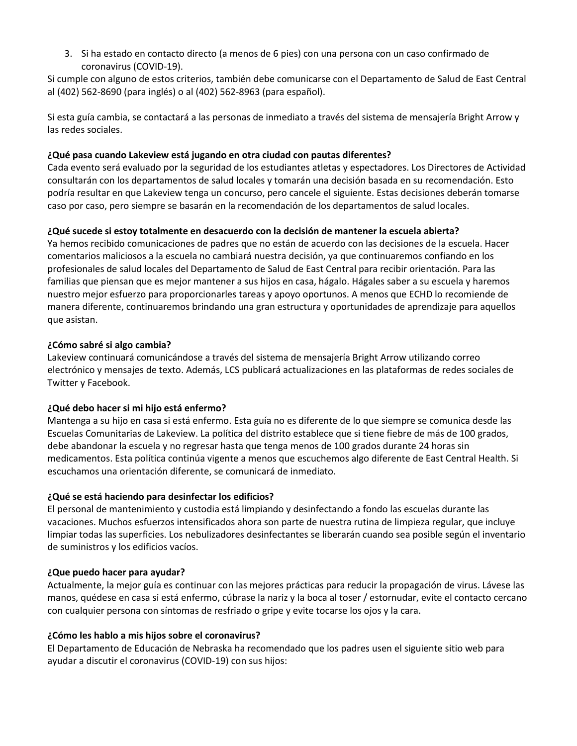3. Si ha estado en contacto directo (a menos de 6 pies) con una persona con un caso confirmado de coronavirus (COVID-19).

Si cumple con alguno de estos criterios, también debe comunicarse con el Departamento de Salud de East Central al (402) 562-8690 (para inglés) o al (402) 562-8963 (para español).

Si esta guía cambia, se contactará a las personas de inmediato a través del sistema de mensajería Bright Arrow y las redes sociales.

**¿Qué pasa cuando Lakeview está jugando en otra ciudad con pautas diferentes?**
Cada evento será evaluado por la seguridad de los estudiantes atletas y espectadores. Los Directores de Actividad consultarán con los departamentos de salud locales y tomarán una decisión basada en su recomendación. Esto podría resultar en que Lakeview tenga un concurso, pero cancele el siguiente. Estas decisiones deberán tomarse caso por caso, pero siempre se basarán en la recomendación de los departamentos de salud locales.

**¿Qué sucede si estoy totalmente en desacuerdo con la decisión de mantener la escuela abierta?**
Ya hemos recibido comunicaciones de padres que no están de acuerdo con las decisiones de la escuela. Hacer comentarios maliciosos a la escuela no cambiará nuestra decisión, ya que continuaremos confiando en los profesionales de salud locales del Departamento de Salud de East Central para recibir orientación. Para las familias que piensan que es mejor mantener a sus hijos en casa, hágalo. Hágales saber a su escuela y haremos nuestro mejor esfuerzo para proporcionarles tareas y apoyo oportunos. A menos que ECHD lo recomiende de manera diferente, continuaremos brindando una gran estructura y oportunidades de aprendizaje para aquellos que asistan.

**¿Cómo sabré si algo cambia?**
Lakeview continuará comunicándose a través del sistema de mensajería Bright Arrow utilizando correo electrónico y mensajes de texto. Además, LCS publicará actualizaciones en las plataformas de redes sociales de Twitter y Facebook.

**¿Qué debo hacer si mi hijo está enfermo?**
Mantenga a su hijo en casa si está enfermo. Esta guía no es diferente de lo que siempre se comunica desde las Escuelas Comunitarias de Lakeview. La política del distrito establece que si tiene fiebre de más de 100 grados, debe abandonar la escuela y no regresar hasta que tenga menos de 100 grados durante 24 horas sin medicamentos. Esta política continúa vigente a menos que escuchemos algo diferente de East Central Health. Si escuchamos una orientación diferente, se comunicará de inmediato.

**¿Qué se está haciendo para desinfectar los edificios?**
El personal de mantenimiento y custodia está limpiando y desinfectando a fondo las escuelas durante las vacaciones. Muchos esfuerzos intensificados ahora son parte de nuestra rutina de limpieza regular, que incluye limpiar todas las superficies. Los nebulizadores desinfectantes se liberarán cuando sea posible según el inventario de suministros y los edificios vacíos.

**¿Que puedo hacer para ayudar?**
Actualmente, la mejor guía es continuar con las mejores prácticas para reducir la propagación de virus. Lávese las manos, quédese en casa si está enfermo, cúbrase la nariz y la boca al toser / estornudar, evite el contacto cercano con cualquier persona con síntomas de resfriado o gripe y evite tocarse los ojos y la cara.

**¿Cómo les hablo a mis hijos sobre el coronavirus?**
El Departamento de Educación de Nebraska ha recomendado que los padres usen el siguiente sitio web para ayudar a discutir el coronavirus (COVID-19) con sus hijos: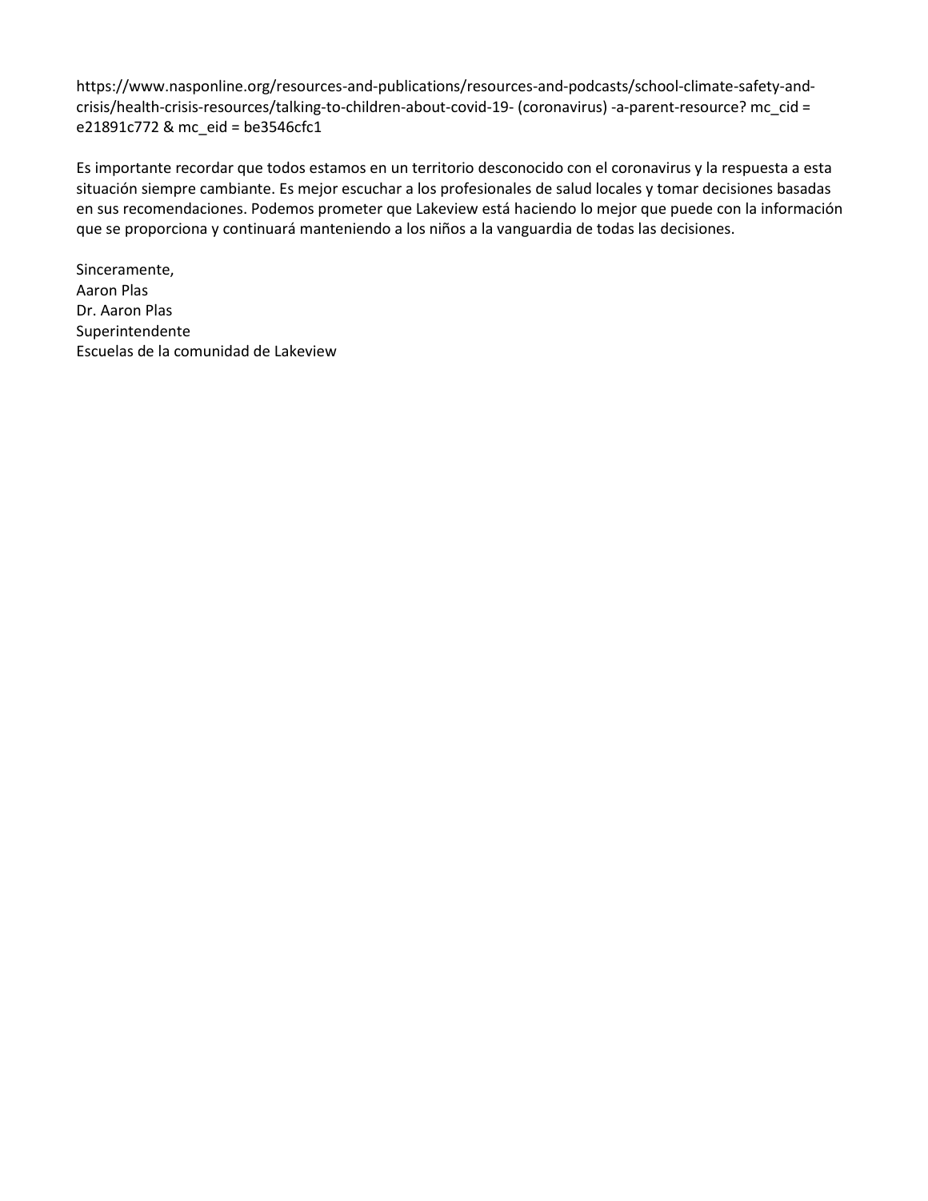https://www.nasponline.org/resources-and-publications/resources-and-podcasts/school-climate-safety-and-crisis/health-crisis-resources/talking-to-children-about-covid-19- (coronavirus) -a-parent-resource? mc_cid = e21891c772 & mc_eid = be3546cfc1

Es importante recordar que todos estamos en un territorio desconocido con el coronavirus y la respuesta a esta situación siempre cambiante. Es mejor escuchar a los profesionales de salud locales y tomar decisiones basadas en sus recomendaciones. Podemos prometer que Lakeview está haciendo lo mejor que puede con la información que se proporciona y continuará manteniendo a los niños a la vanguardia de todas las decisiones.

Sinceramente,
Aaron Plas
Dr. Aaron Plas
Superintendente
Escuelas de la comunidad de Lakeview